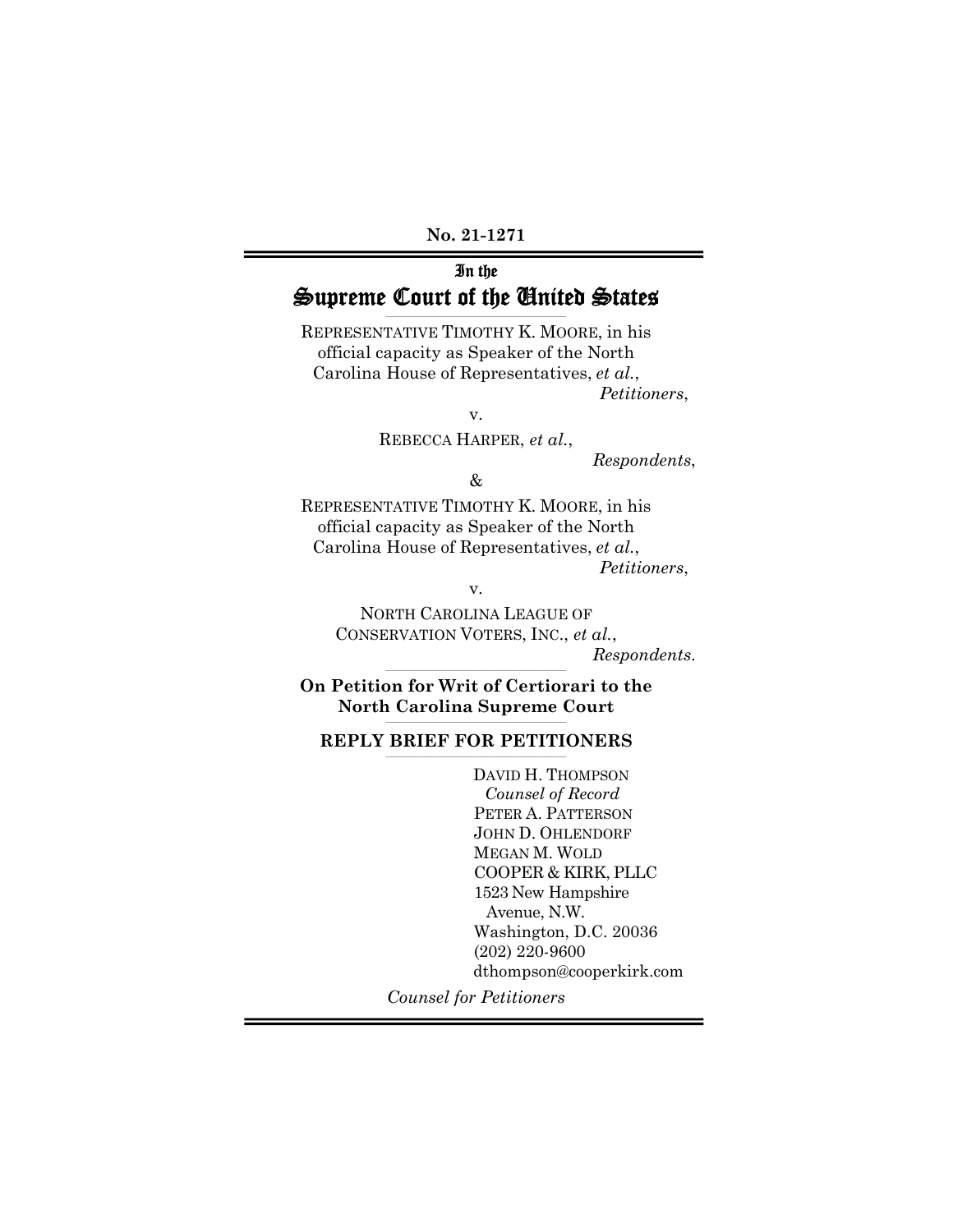**No. 21-1271**

In the

# Supreme Court of the United States

REPRESENTATIVE TIMOTHY K. MOORE, in his official capacity as Speaker of the North Carolina House of Representatives, *et al.*,

*Petitioners*,

v.

REBECCA HARPER, *et al.*,

*Respondents*,

&

REPRESENTATIVE TIMOTHY K. MOORE, in his official capacity as Speaker of the North Carolina House of Representatives, *et al.*,

*Petitioners*,

v.

NORTH CAROLINA LEAGUE OF CONSERVATION VOTERS, INC., *et al.*,

*Respondents*.

**On Petition for Writ of Certiorari to the North Carolina Supreme Court**

**REPLY BRIEF FOR PETITIONERS**

DAVID H. THOMPSON
*Counsel of Record*
PETER A. PATTERSON
JOHN D. OHLENDORF
MEGAN M. WOLD
COOPER & KIRK, PLLC
1523 New Hampshire Avenue, N.W.
Washington, D.C. 20036
(202) 220-9600
dthompson@cooperkirk.com

*Counsel for Petitioners*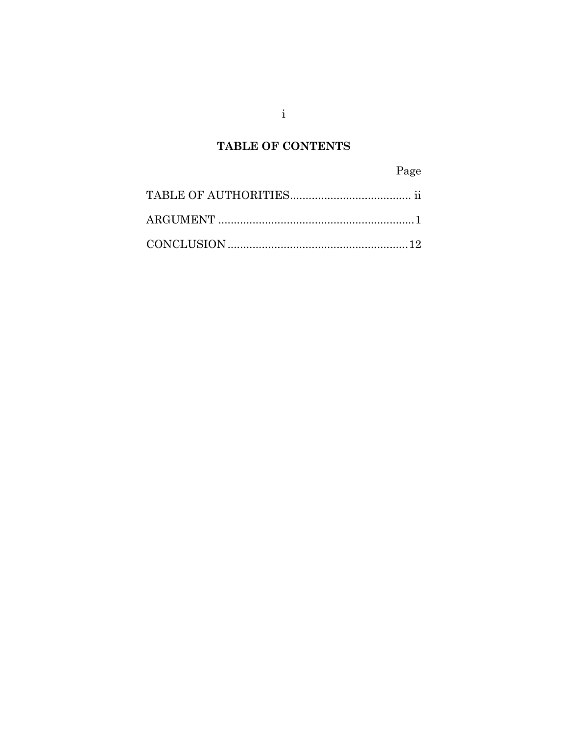## TABLE OF CONTENTS

| | Page |
|---|---|
| TABLE OF AUTHORITIES | ii |
| ARGUMENT | 1 |
| CONCLUSION | 12 |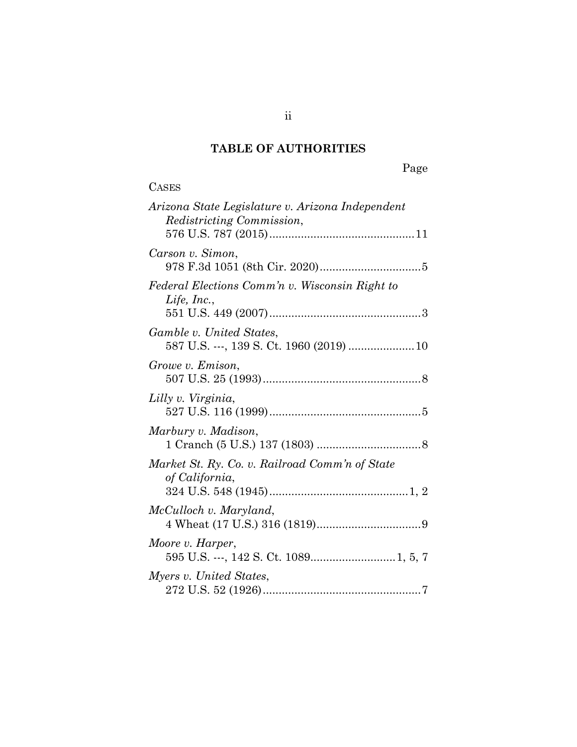# TABLE OF AUTHORITIES

Page

CASES

*Arizona State Legislature v. Arizona Independent Redistricting Commission*, 576 U.S. 787 (2015) .......... 11

*Carson v. Simon*, 978 F.3d 1051 (8th Cir. 2020) .......... 5

*Federal Elections Comm'n v. Wisconsin Right to Life, Inc.*, 551 U.S. 449 (2007) .......... 3

*Gamble v. United States*, 587 U.S. ---, 139 S. Ct. 1960 (2019) .......... 10

*Growe v. Emison*, 507 U.S. 25 (1993) .......... 8

*Lilly v. Virginia*, 527 U.S. 116 (1999) .......... 5

*Marbury v. Madison*, 1 Cranch (5 U.S.) 137 (1803) .......... 8

*Market St. Ry. Co. v. Railroad Comm'n of State of California*, 324 U.S. 548 (1945) .......... 1, 2

*McCulloch v. Maryland*, 4 Wheat (17 U.S.) 316 (1819) .......... 9

*Moore v. Harper*, 595 U.S. ---, 142 S. Ct. 1089 .......... 1, 5, 7

*Myers v. United States*, 272 U.S. 52 (1926) .......... 7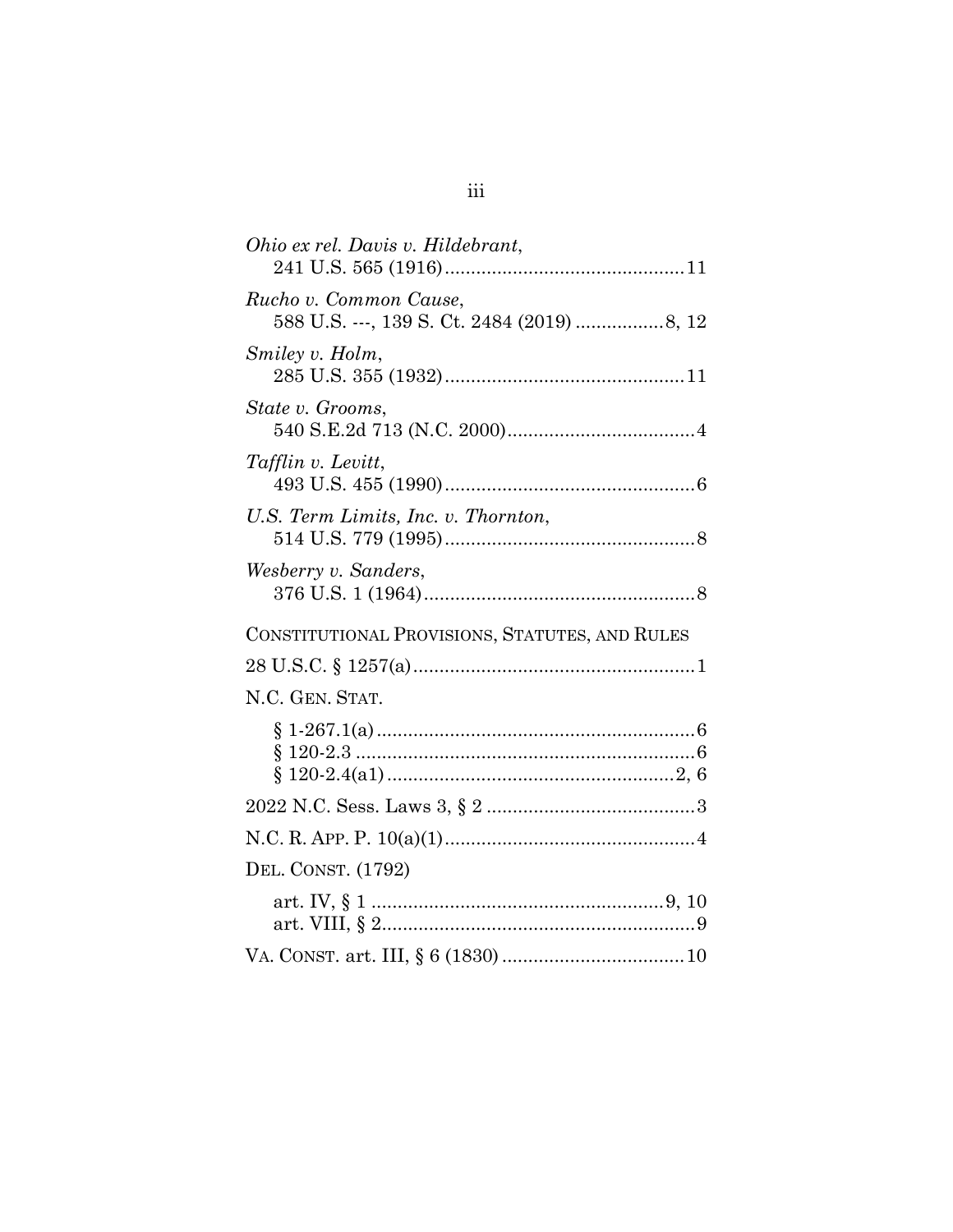*Ohio ex rel. Davis v. Hildebrant*,
241 U.S. 565 (1916)............................................11

*Rucho v. Common Cause*,
588 U.S. ---, 139 S. Ct. 2484 (2019) ................8, 12

*Smiley v. Holm*,
285 U.S. 355 (1932)............................................11

*State v. Grooms*,
540 S.E.2d 713 (N.C. 2000)....................................4

*Tafflin v. Levitt*,
493 U.S. 455 (1990)................................................6

*U.S. Term Limits, Inc. v. Thornton*,
514 U.S. 779 (1995)................................................8

*Wesberry v. Sanders*,
376 U.S. 1 (1964)....................................................8

CONSTITUTIONAL PROVISIONS, STATUTES, AND RULES

28 U.S.C. § 1257(a)......................................................1

N.C. GEN. STAT.

§ 1-267.1(a).............................................................6
§ 120-2.3 .................................................................6
§ 120-2.4(a1).......................................................2, 6

2022 N.C. Sess. Laws 3, § 2 ........................................3

N.C. R. APP. P. 10(a)(1)................................................4

DEL. CONST. (1792)

art. IV, § 1 .........................................................9, 10
art. VIII, § 2............................................................9

VA. CONST. art. III, § 6 (1830) ...................................10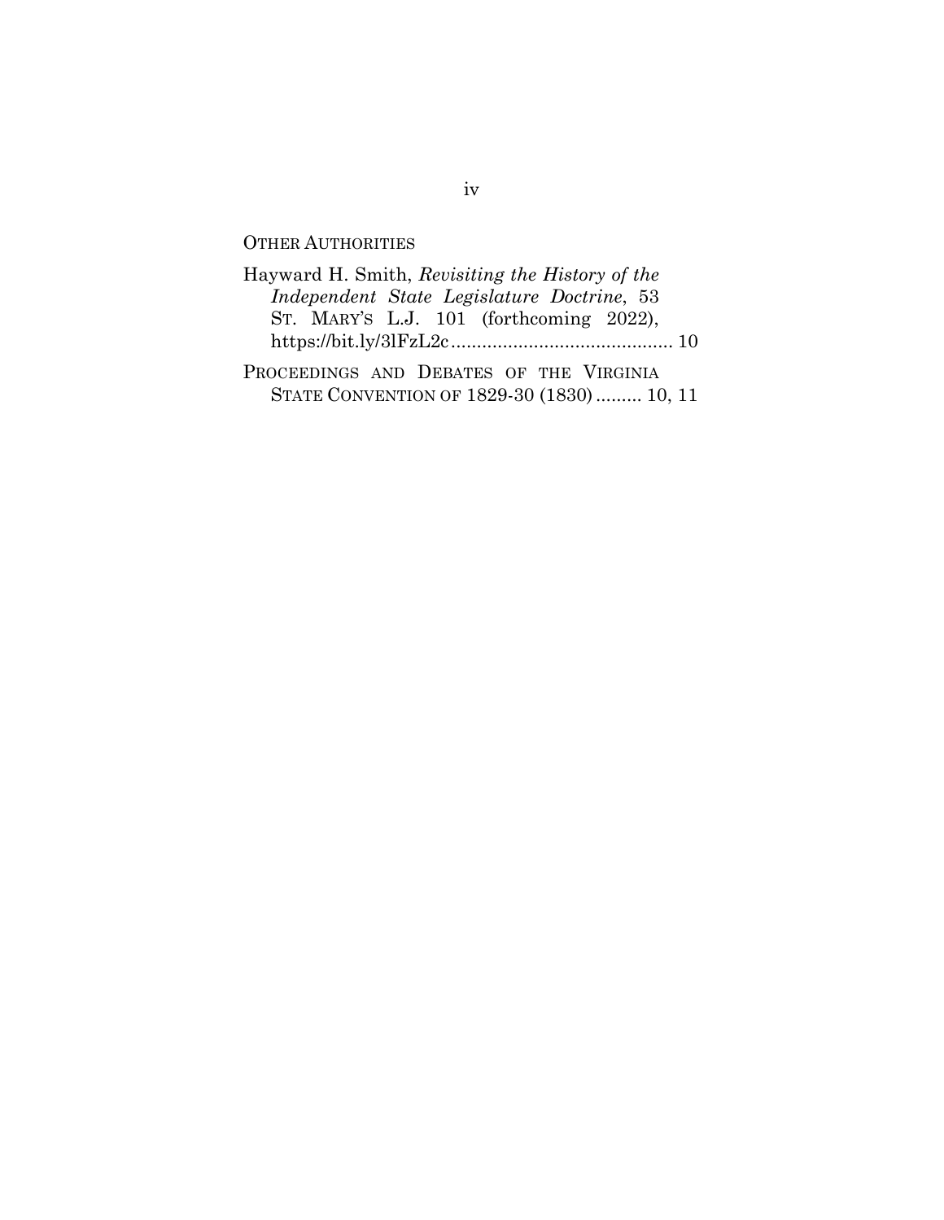OTHER AUTHORITIES

Hayward H. Smith, *Revisiting the History of the Independent State Legislature Doctrine*, 53 ST. MARY'S L.J. 101 (forthcoming 2022), https://bit.ly/3lFzL2c .......................................... 10

PROCEEDINGS AND DEBATES OF THE VIRGINIA STATE CONVENTION OF 1829-30 (1830) ......... 10, 11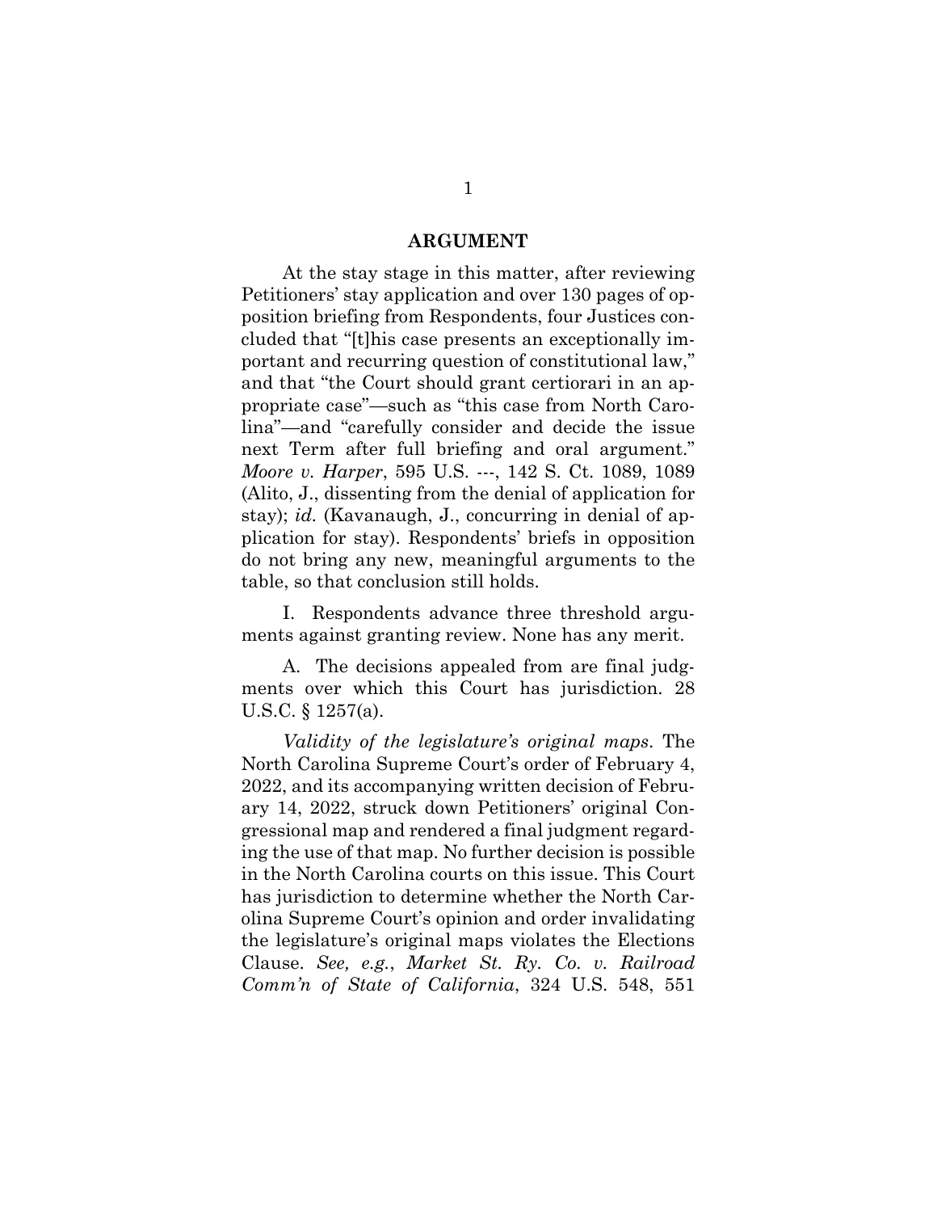## ARGUMENT

At the stay stage in this matter, after reviewing Petitioners' stay application and over 130 pages of opposition briefing from Respondents, four Justices concluded that "[t]his case presents an exceptionally important and recurring question of constitutional law," and that "the Court should grant certiorari in an appropriate case"—such as "this case from North Carolina"—and "carefully consider and decide the issue next Term after full briefing and oral argument." *Moore v. Harper*, 595 U.S. ---, 142 S. Ct. 1089, 1089 (Alito, J., dissenting from the denial of application for stay); *id.* (Kavanaugh, J., concurring in denial of application for stay). Respondents' briefs in opposition do not bring any new, meaningful arguments to the table, so that conclusion still holds.

I. Respondents advance three threshold arguments against granting review. None has any merit.

A. The decisions appealed from are final judgments over which this Court has jurisdiction. 28 U.S.C. § 1257(a).

*Validity of the legislature's original maps*. The North Carolina Supreme Court's order of February 4, 2022, and its accompanying written decision of February 14, 2022, struck down Petitioners' original Congressional map and rendered a final judgment regarding the use of that map. No further decision is possible in the North Carolina courts on this issue. This Court has jurisdiction to determine whether the North Carolina Supreme Court's opinion and order invalidating the legislature's original maps violates the Elections Clause. *See, e.g.*, *Market St. Ry. Co. v. Railroad Comm'n of State of California*, 324 U.S. 548, 551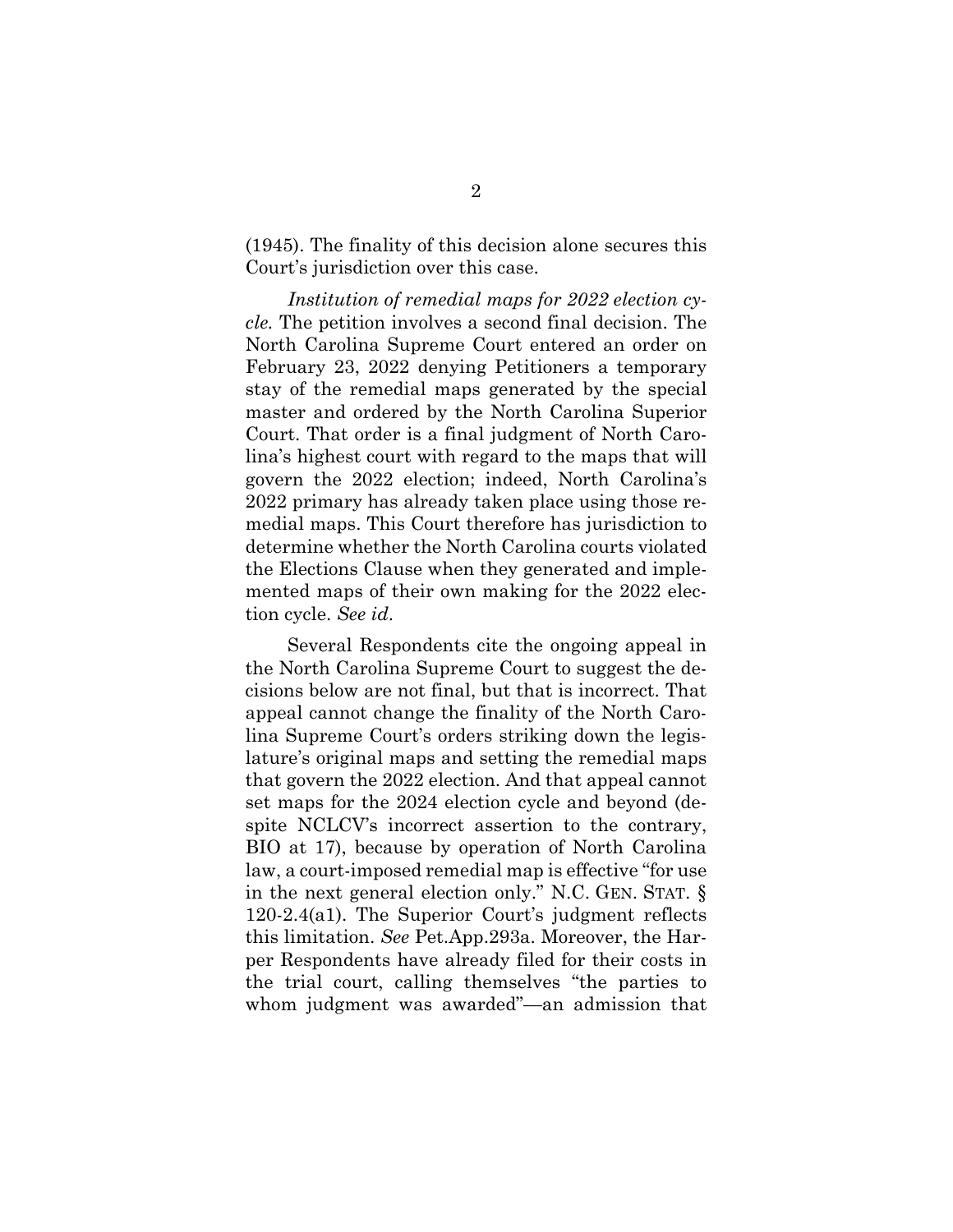(1945). The finality of this decision alone secures this Court's jurisdiction over this case.

*Institution of remedial maps for 2022 election cycle.* The petition involves a second final decision. The North Carolina Supreme Court entered an order on February 23, 2022 denying Petitioners a temporary stay of the remedial maps generated by the special master and ordered by the North Carolina Superior Court. That order is a final judgment of North Carolina's highest court with regard to the maps that will govern the 2022 election; indeed, North Carolina's 2022 primary has already taken place using those remedial maps. This Court therefore has jurisdiction to determine whether the North Carolina courts violated the Elections Clause when they generated and implemented maps of their own making for the 2022 election cycle. *See id*.

Several Respondents cite the ongoing appeal in the North Carolina Supreme Court to suggest the decisions below are not final, but that is incorrect. That appeal cannot change the finality of the North Carolina Supreme Court's orders striking down the legislature's original maps and setting the remedial maps that govern the 2022 election. And that appeal cannot set maps for the 2024 election cycle and beyond (despite NCLCV's incorrect assertion to the contrary, BIO at 17), because by operation of North Carolina law, a court-imposed remedial map is effective "for use in the next general election only." N.C. GEN. STAT. § 120-2.4(a1). The Superior Court's judgment reflects this limitation. *See* Pet.App.293a. Moreover, the Harper Respondents have already filed for their costs in the trial court, calling themselves "the parties to whom judgment was awarded"—an admission that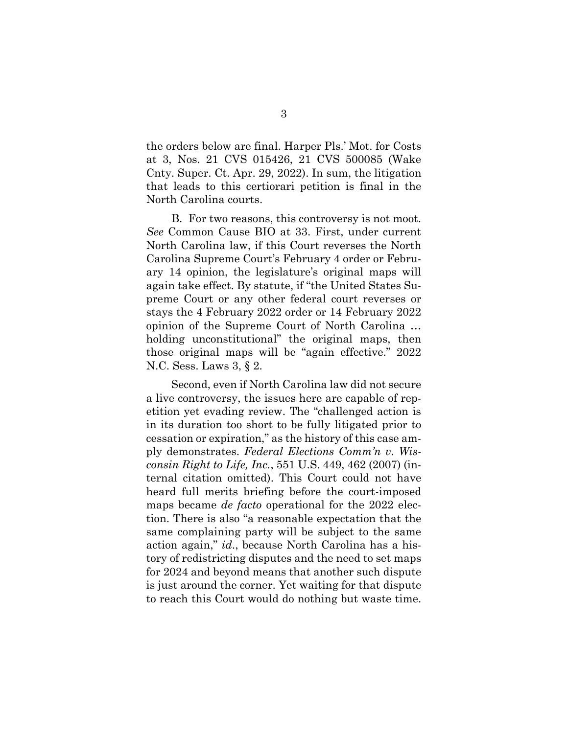the orders below are final. Harper Pls.' Mot. for Costs at 3, Nos. 21 CVS 015426, 21 CVS 500085 (Wake Cnty. Super. Ct. Apr. 29, 2022). In sum, the litigation that leads to this certiorari petition is final in the North Carolina courts.

B. For two reasons, this controversy is not moot. *See* Common Cause BIO at 33. First, under current North Carolina law, if this Court reverses the North Carolina Supreme Court's February 4 order or February 14 opinion, the legislature's original maps will again take effect. By statute, if "the United States Supreme Court or any other federal court reverses or stays the 4 February 2022 order or 14 February 2022 opinion of the Supreme Court of North Carolina … holding unconstitutional" the original maps, then those original maps will be "again effective." 2022 N.C. Sess. Laws 3, § 2.

Second, even if North Carolina law did not secure a live controversy, the issues here are capable of repetition yet evading review. The "challenged action is in its duration too short to be fully litigated prior to cessation or expiration," as the history of this case amply demonstrates. *Federal Elections Comm'n v. Wisconsin Right to Life, Inc.*, 551 U.S. 449, 462 (2007) (internal citation omitted). This Court could not have heard full merits briefing before the court-imposed maps became *de facto* operational for the 2022 election. There is also "a reasonable expectation that the same complaining party will be subject to the same action again," *id.*, because North Carolina has a history of redistricting disputes and the need to set maps for 2024 and beyond means that another such dispute is just around the corner. Yet waiting for that dispute to reach this Court would do nothing but waste time.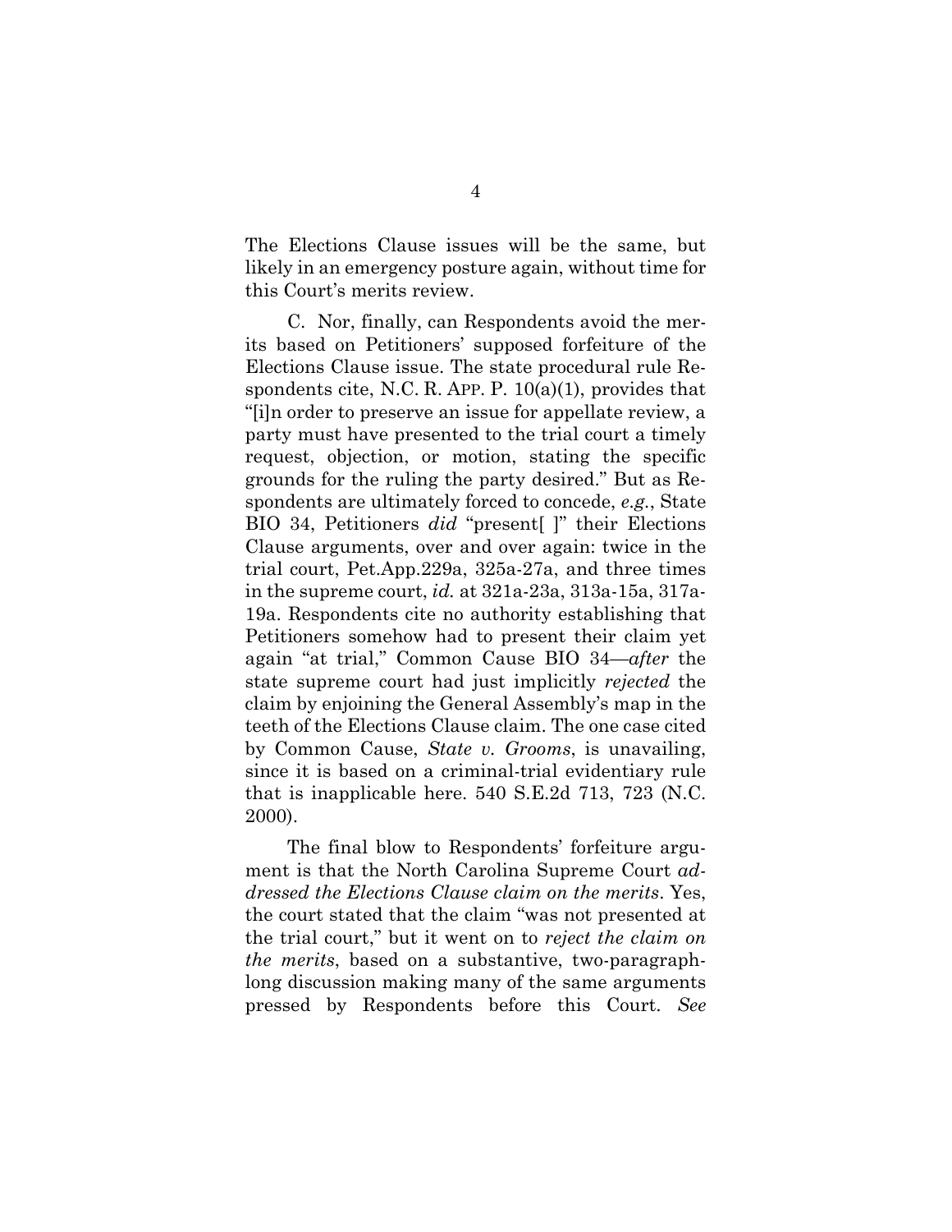The Elections Clause issues will be the same, but likely in an emergency posture again, without time for this Court's merits review.

C. Nor, finally, can Respondents avoid the merits based on Petitioners' supposed forfeiture of the Elections Clause issue. The state procedural rule Respondents cite, N.C. R. APP. P. 10(a)(1), provides that "[i]n order to preserve an issue for appellate review, a party must have presented to the trial court a timely request, objection, or motion, stating the specific grounds for the ruling the party desired." But as Respondents are ultimately forced to concede, *e.g.*, State BIO 34, Petitioners *did* "present[ ]" their Elections Clause arguments, over and over again: twice in the trial court, Pet.App.229a, 325a-27a, and three times in the supreme court, *id.* at 321a-23a, 313a-15a, 317a-19a. Respondents cite no authority establishing that Petitioners somehow had to present their claim yet again "at trial," Common Cause BIO 34—*after* the state supreme court had just implicitly *rejected* the claim by enjoining the General Assembly's map in the teeth of the Elections Clause claim. The one case cited by Common Cause, *State v. Grooms*, is unavailing, since it is based on a criminal-trial evidentiary rule that is inapplicable here. 540 S.E.2d 713, 723 (N.C. 2000).

The final blow to Respondents' forfeiture argument is that the North Carolina Supreme Court *addressed the Elections Clause claim on the merits*. Yes, the court stated that the claim "was not presented at the trial court," but it went on to *reject the claim on the merits*, based on a substantive, two-paragraph-long discussion making many of the same arguments pressed by Respondents before this Court. *See*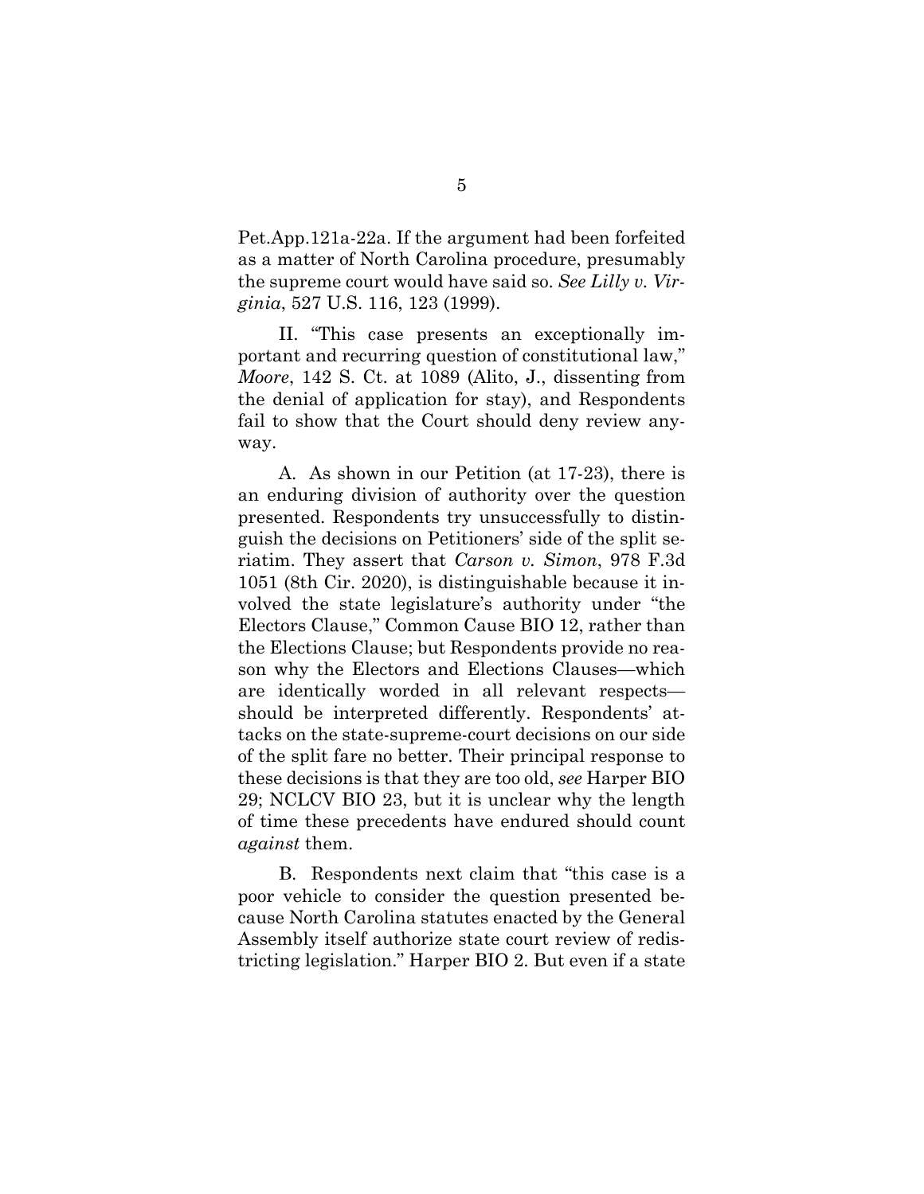Pet.App.121a-22a. If the argument had been forfeited as a matter of North Carolina procedure, presumably the supreme court would have said so. *See Lilly v. Virginia*, 527 U.S. 116, 123 (1999).

II. "This case presents an exceptionally important and recurring question of constitutional law," *Moore*, 142 S. Ct. at 1089 (Alito, J., dissenting from the denial of application for stay), and Respondents fail to show that the Court should deny review anyway.

A. As shown in our Petition (at 17-23), there is an enduring division of authority over the question presented. Respondents try unsuccessfully to distinguish the decisions on Petitioners' side of the split seriatim. They assert that *Carson v. Simon*, 978 F.3d 1051 (8th Cir. 2020), is distinguishable because it involved the state legislature's authority under "the Electors Clause," Common Cause BIO 12, rather than the Elections Clause; but Respondents provide no reason why the Electors and Elections Clauses—which are identically worded in all relevant respects—should be interpreted differently. Respondents' attacks on the state-supreme-court decisions on our side of the split fare no better. Their principal response to these decisions is that they are too old, *see* Harper BIO 29; NCLCV BIO 23, but it is unclear why the length of time these precedents have endured should count *against* them.

B. Respondents next claim that "this case is a poor vehicle to consider the question presented because North Carolina statutes enacted by the General Assembly itself authorize state court review of redistricting legislation." Harper BIO 2. But even if a state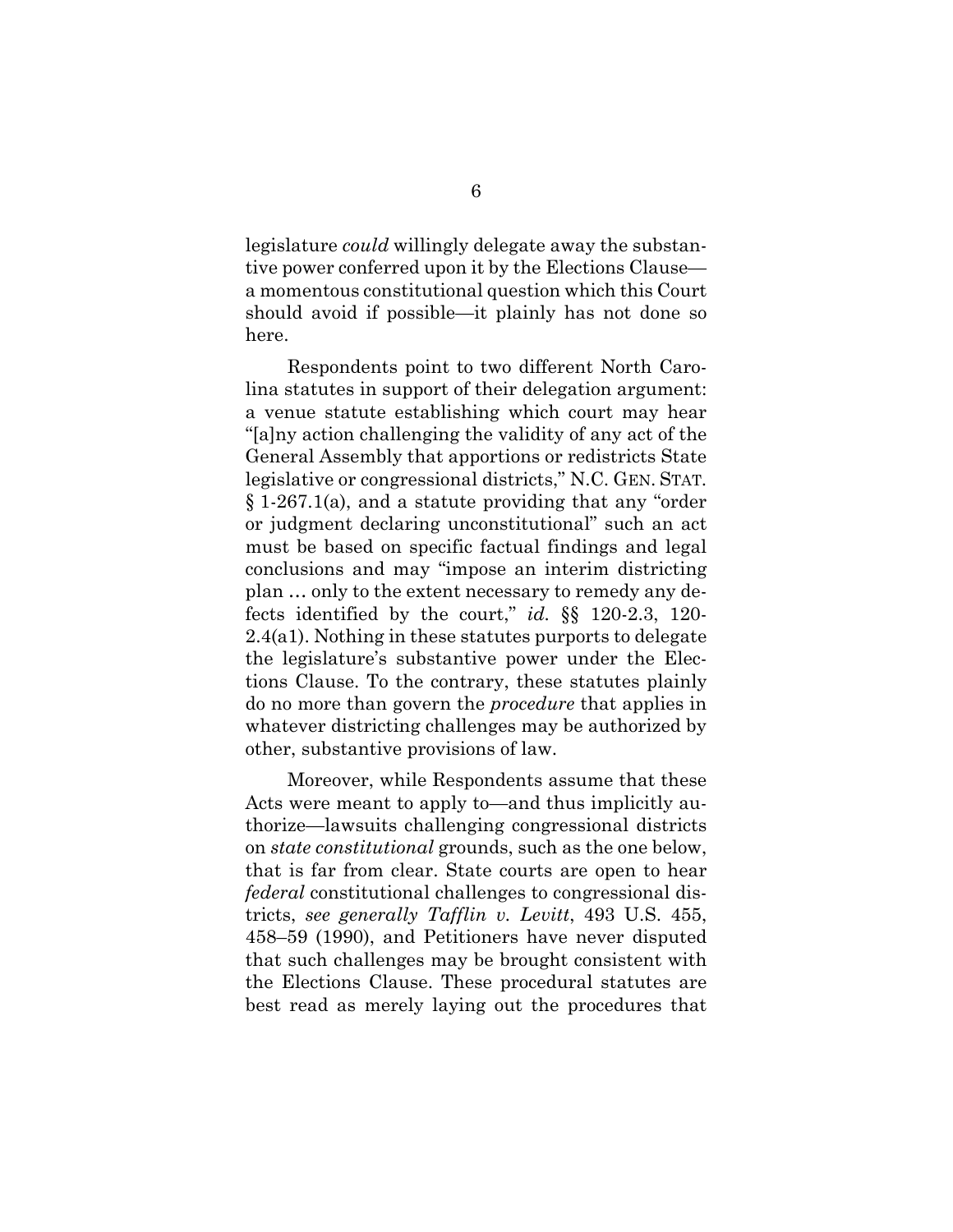legislature *could* willingly delegate away the substantive power conferred upon it by the Elections Clause—a momentous constitutional question which this Court should avoid if possible—it plainly has not done so here.

Respondents point to two different North Carolina statutes in support of their delegation argument: a venue statute establishing which court may hear "[a]ny action challenging the validity of any act of the General Assembly that apportions or redistricts State legislative or congressional districts," N.C. GEN. STAT. § 1-267.1(a), and a statute providing that any "order or judgment declaring unconstitutional" such an act must be based on specific factual findings and legal conclusions and may "impose an interim districting plan … only to the extent necessary to remedy any defects identified by the court," *id.* §§ 120-2.3, 120-2.4(a1). Nothing in these statutes purports to delegate the legislature's substantive power under the Elections Clause. To the contrary, these statutes plainly do no more than govern the *procedure* that applies in whatever districting challenges may be authorized by other, substantive provisions of law.

Moreover, while Respondents assume that these Acts were meant to apply to—and thus implicitly authorize—lawsuits challenging congressional districts on *state constitutional* grounds, such as the one below, that is far from clear. State courts are open to hear *federal* constitutional challenges to congressional districts, *see generally Tafflin v. Levitt*, 493 U.S. 455, 458–59 (1990), and Petitioners have never disputed that such challenges may be brought consistent with the Elections Clause. These procedural statutes are best read as merely laying out the procedures that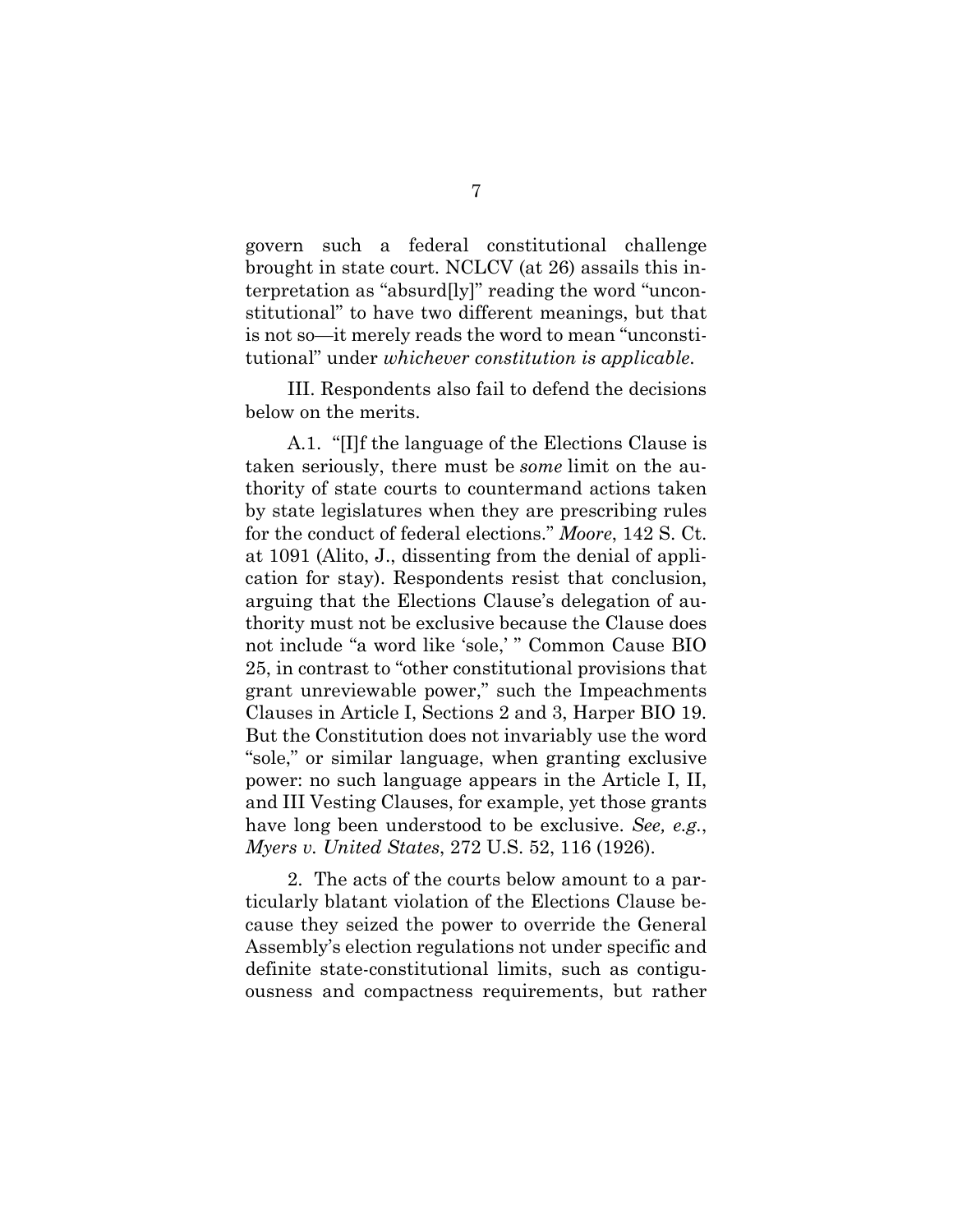govern such a federal constitutional challenge brought in state court. NCLCV (at 26) assails this interpretation as "absurd[ly]" reading the word "unconstitutional" to have two different meanings, but that is not so—it merely reads the word to mean "unconstitutional" under *whichever constitution is applicable*.

III. Respondents also fail to defend the decisions below on the merits.

A.1. "[I]f the language of the Elections Clause is taken seriously, there must be *some* limit on the authority of state courts to countermand actions taken by state legislatures when they are prescribing rules for the conduct of federal elections." *Moore*, 142 S. Ct. at 1091 (Alito, J., dissenting from the denial of application for stay). Respondents resist that conclusion, arguing that the Elections Clause's delegation of authority must not be exclusive because the Clause does not include "a word like 'sole,' " Common Cause BIO 25, in contrast to "other constitutional provisions that grant unreviewable power," such the Impeachments Clauses in Article I, Sections 2 and 3, Harper BIO 19. But the Constitution does not invariably use the word "sole," or similar language, when granting exclusive power: no such language appears in the Article I, II, and III Vesting Clauses, for example, yet those grants have long been understood to be exclusive. *See, e.g.*, *Myers v. United States*, 272 U.S. 52, 116 (1926).

2. The acts of the courts below amount to a particularly blatant violation of the Elections Clause because they seized the power to override the General Assembly's election regulations not under specific and definite state-constitutional limits, such as contiguousness and compactness requirements, but rather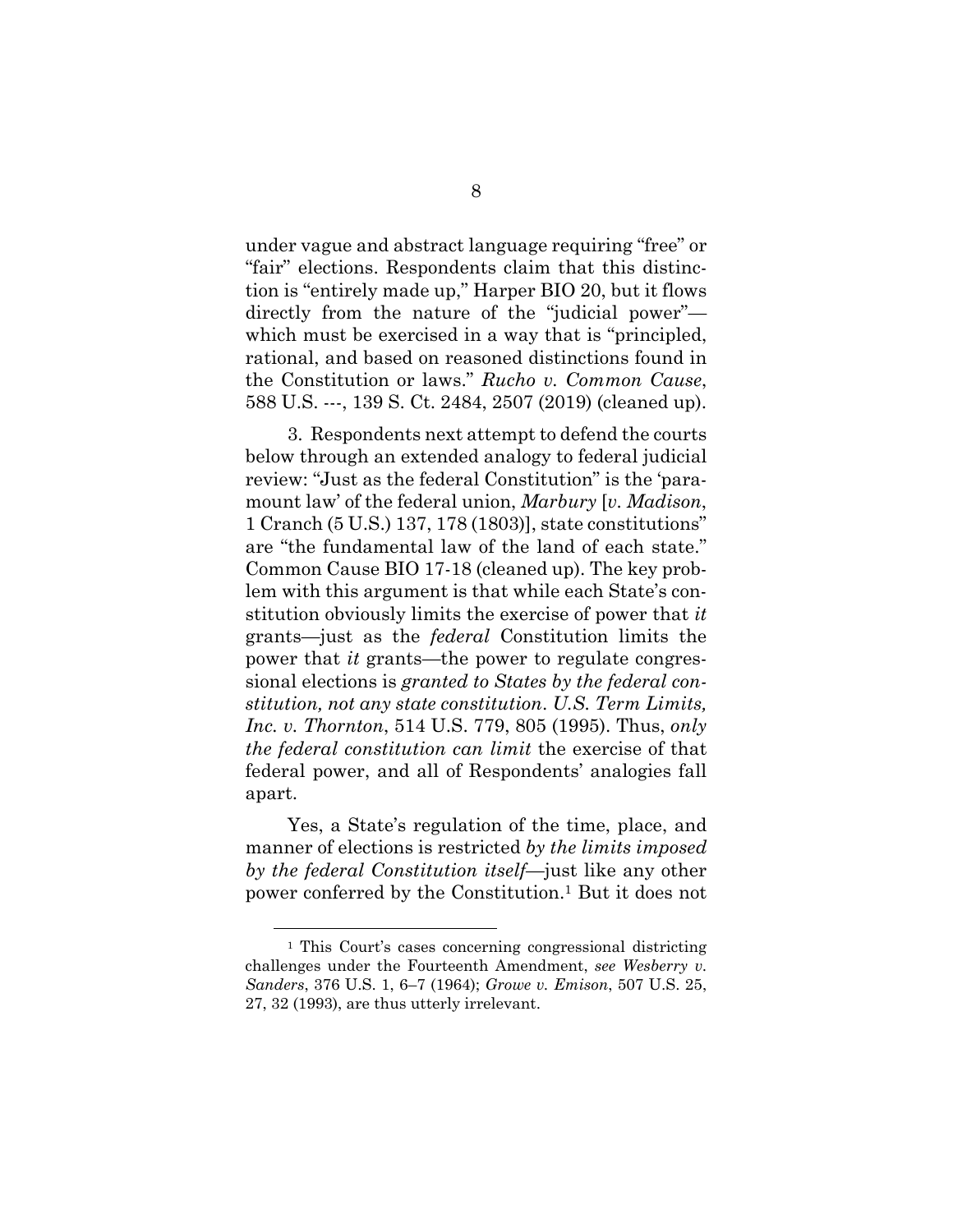under vague and abstract language requiring "free" or "fair" elections. Respondents claim that this distinction is "entirely made up," Harper BIO 20, but it flows directly from the nature of the "judicial power"—which must be exercised in a way that is "principled, rational, and based on reasoned distinctions found in the Constitution or laws." *Rucho v. Common Cause*, 588 U.S. ---, 139 S. Ct. 2484, 2507 (2019) (cleaned up).

3. Respondents next attempt to defend the courts below through an extended analogy to federal judicial review: "Just as the federal Constitution" is the 'paramount law' of the federal union, *Marbury* [*v. Madison*, 1 Cranch (5 U.S.) 137, 178 (1803)], state constitutions" are "the fundamental law of the land of each state." Common Cause BIO 17-18 (cleaned up). The key problem with this argument is that while each State's constitution obviously limits the exercise of power that *it* grants—just as the *federal* Constitution limits the power that *it* grants—the power to regulate congressional elections is *granted to States by the federal constitution, not any state constitution*. *U.S. Term Limits, Inc. v. Thornton*, 514 U.S. 779, 805 (1995). Thus, *only the federal constitution can limit* the exercise of that federal power, and all of Respondents' analogies fall apart.

Yes, a State's regulation of the time, place, and manner of elections is restricted *by the limits imposed by the federal Constitution itself*—just like any other power conferred by the Constitution.[1] But it does not

[1] This Court's cases concerning congressional districting challenges under the Fourteenth Amendment, *see Wesberry v. Sanders*, 376 U.S. 1, 6–7 (1964); *Growe v. Emison*, 507 U.S. 25, 27, 32 (1993), are thus utterly irrelevant.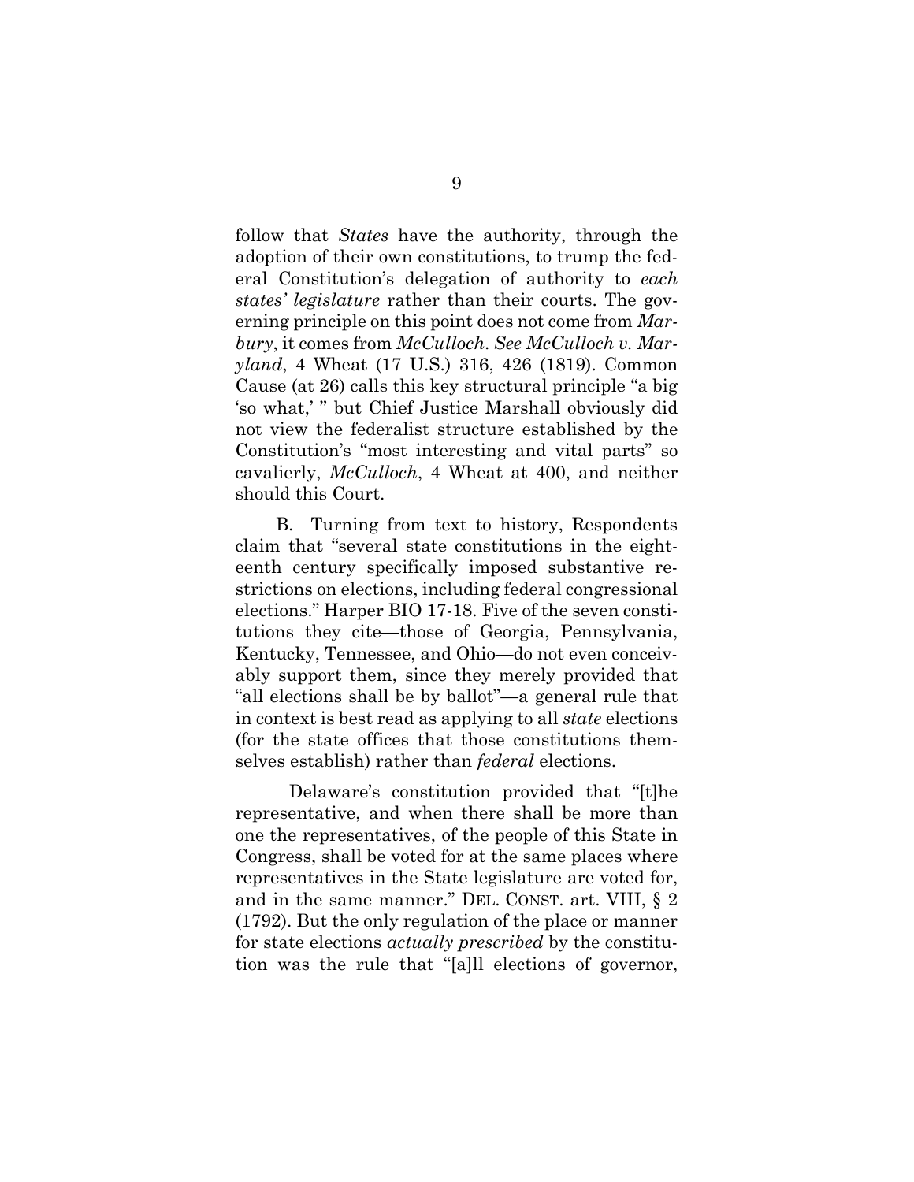follow that *States* have the authority, through the adoption of their own constitutions, to trump the federal Constitution's delegation of authority to *each states' legislature* rather than their courts. The governing principle on this point does not come from *Marbury*, it comes from *McCulloch*. *See McCulloch v. Maryland*, 4 Wheat (17 U.S.) 316, 426 (1819). Common Cause (at 26) calls this key structural principle "a big 'so what,' " but Chief Justice Marshall obviously did not view the federalist structure established by the Constitution's "most interesting and vital parts" so cavalierly, *McCulloch*, 4 Wheat at 400, and neither should this Court.

B. Turning from text to history, Respondents claim that "several state constitutions in the eighteenth century specifically imposed substantive restrictions on elections, including federal congressional elections." Harper BIO 17-18. Five of the seven constitutions they cite—those of Georgia, Pennsylvania, Kentucky, Tennessee, and Ohio—do not even conceivably support them, since they merely provided that "all elections shall be by ballot"—a general rule that in context is best read as applying to all *state* elections (for the state offices that those constitutions themselves establish) rather than *federal* elections.

Delaware's constitution provided that "[t]he representative, and when there shall be more than one the representatives, of the people of this State in Congress, shall be voted for at the same places where representatives in the State legislature are voted for, and in the same manner." DEL. CONST. art. VIII, § 2 (1792). But the only regulation of the place or manner for state elections *actually prescribed* by the constitution was the rule that "[a]ll elections of governor,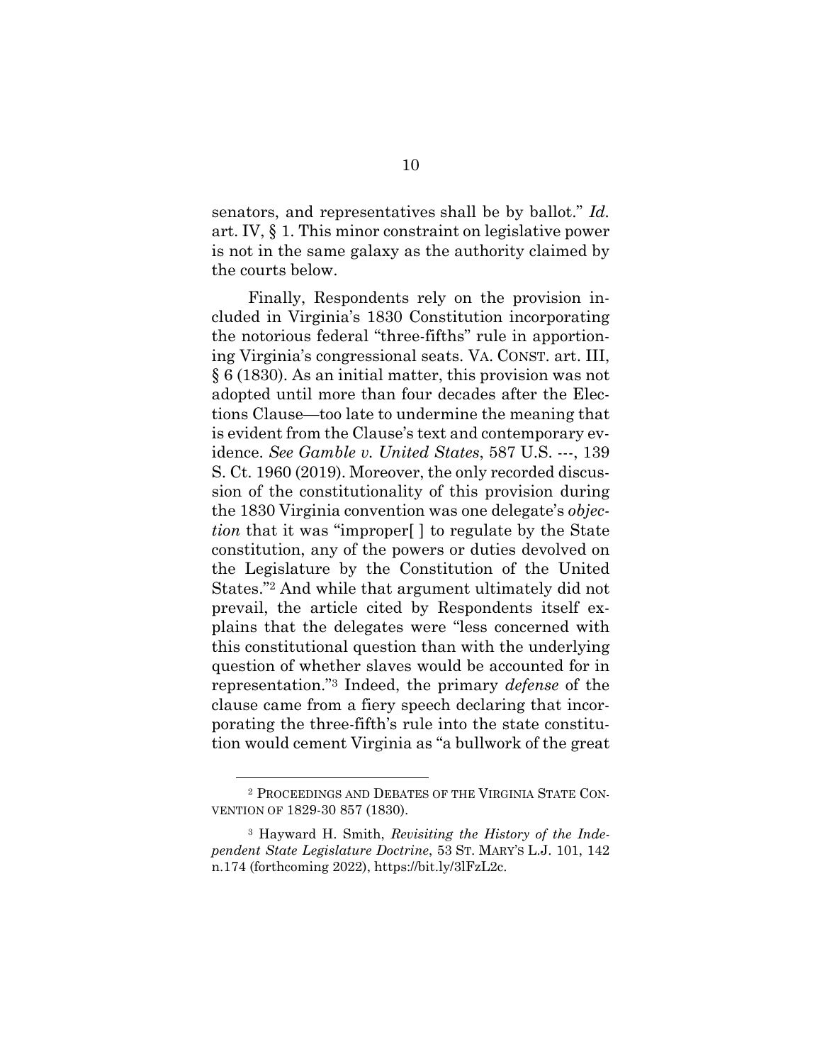senators, and representatives shall be by ballot." *Id.* art. IV, § 1. This minor constraint on legislative power is not in the same galaxy as the authority claimed by the courts below.

Finally, Respondents rely on the provision included in Virginia's 1830 Constitution incorporating the notorious federal "three-fifths" rule in apportioning Virginia's congressional seats. VA. CONST. art. III, § 6 (1830). As an initial matter, this provision was not adopted until more than four decades after the Elections Clause—too late to undermine the meaning that is evident from the Clause's text and contemporary evidence. *See Gamble v. United States*, 587 U.S. ---, 139 S. Ct. 1960 (2019). Moreover, the only recorded discussion of the constitutionality of this provision during the 1830 Virginia convention was one delegate's *objection* that it was "improper[ ] to regulate by the State constitution, any of the powers or duties devolved on the Legislature by the Constitution of the United States."[2] And while that argument ultimately did not prevail, the article cited by Respondents itself explains that the delegates were "less concerned with this constitutional question than with the underlying question of whether slaves would be accounted for in representation."[3] Indeed, the primary *defense* of the clause came from a fiery speech declaring that incorporating the three-fifth's rule into the state constitution would cement Virginia as "a bullwork of the great

---

[2] PROCEEDINGS AND DEBATES OF THE VIRGINIA STATE CONVENTION OF 1829-30 857 (1830).

[3] Hayward H. Smith, *Revisiting the History of the Independent State Legislature Doctrine*, 53 ST. MARY'S L.J. 101, 142 n.174 (forthcoming 2022), https://bit.ly/3lFzL2c.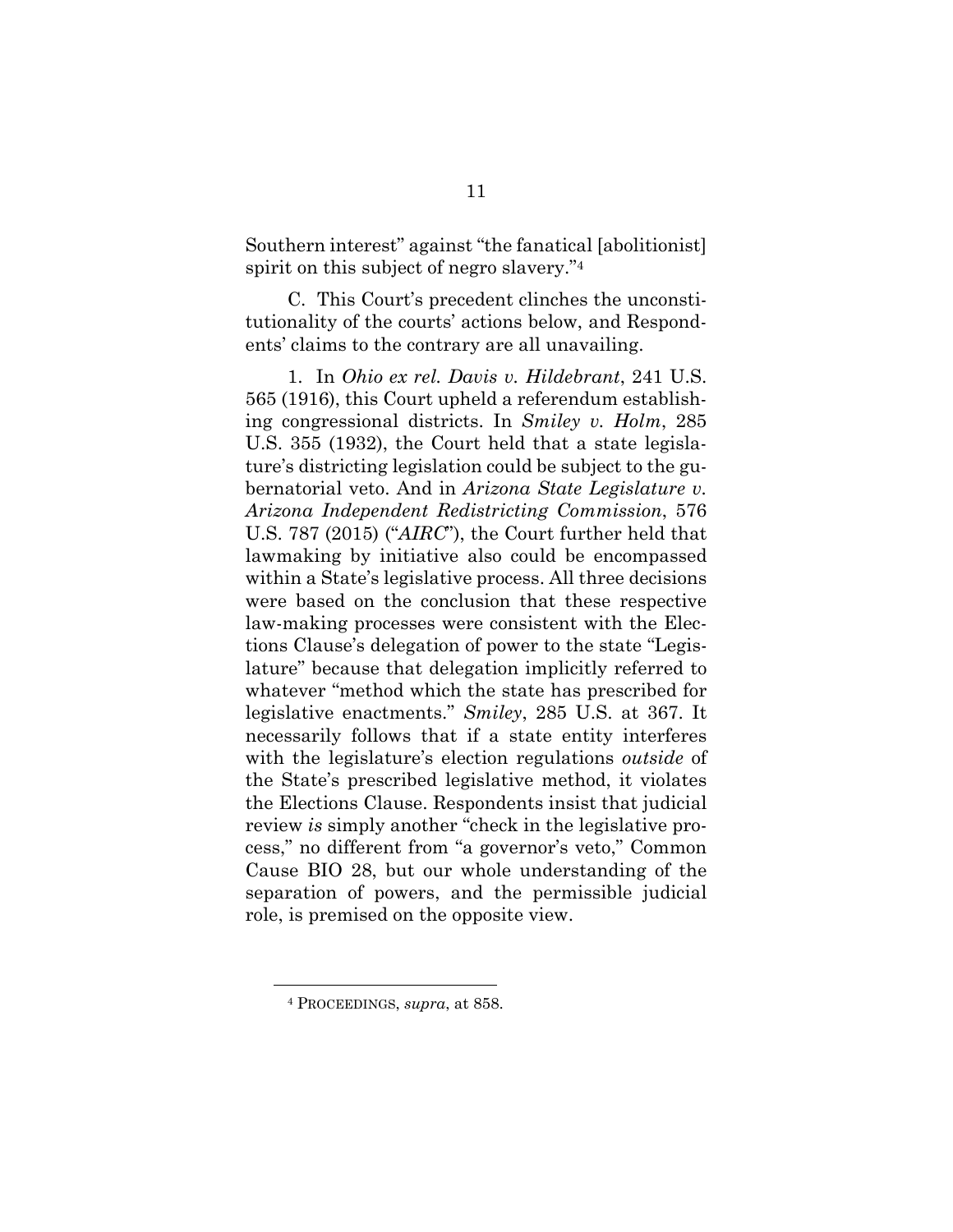Southern interest" against "the fanatical [abolitionist] spirit on this subject of negro slavery."[4]

C. This Court's precedent clinches the unconstitutionality of the courts' actions below, and Respondents' claims to the contrary are all unavailing.

1. In *Ohio ex rel. Davis v. Hildebrant*, 241 U.S. 565 (1916), this Court upheld a referendum establishing congressional districts. In *Smiley v. Holm*, 285 U.S. 355 (1932), the Court held that a state legislature's districting legislation could be subject to the gubernatorial veto. And in *Arizona State Legislature v. Arizona Independent Redistricting Commission*, 576 U.S. 787 (2015) ("*AIRC*"), the Court further held that lawmaking by initiative also could be encompassed within a State's legislative process. All three decisions were based on the conclusion that these respective law-making processes were consistent with the Elections Clause's delegation of power to the state "Legislature" because that delegation implicitly referred to whatever "method which the state has prescribed for legislative enactments." *Smiley*, 285 U.S. at 367. It necessarily follows that if a state entity interferes with the legislature's election regulations *outside* of the State's prescribed legislative method, it violates the Elections Clause. Respondents insist that judicial review *is* simply another "check in the legislative process," no different from "a governor's veto," Common Cause BIO 28, but our whole understanding of the separation of powers, and the permissible judicial role, is premised on the opposite view.

---

[4] PROCEEDINGS, *supra*, at 858.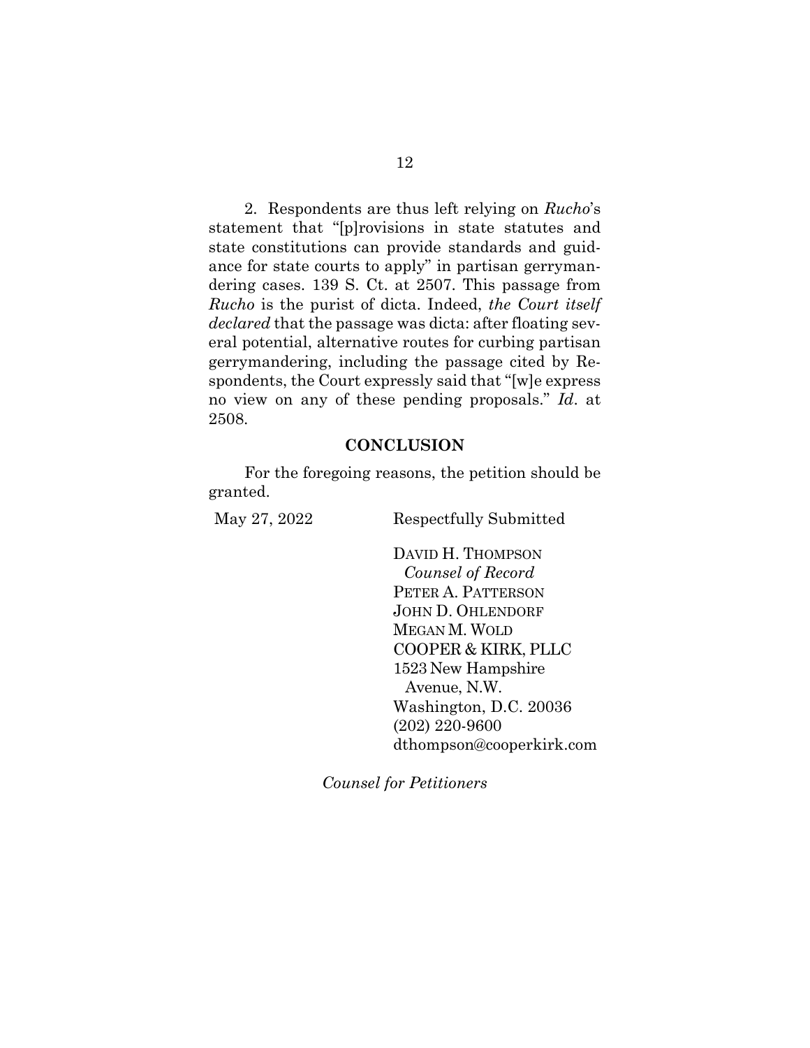2. Respondents are thus left relying on *Rucho*'s statement that "[p]rovisions in state statutes and state constitutions can provide standards and guidance for state courts to apply" in partisan gerrymandering cases. 139 S. Ct. at 2507. This passage from *Rucho* is the purist of dicta. Indeed, *the Court itself declared* that the passage was dicta: after floating several potential, alternative routes for curbing partisan gerrymandering, including the passage cited by Respondents, the Court expressly said that "[w]e express no view on any of these pending proposals." *Id*. at 2508.

**CONCLUSION**

For the foregoing reasons, the petition should be granted.

May 27, 2022

Respectfully Submitted

DAVID H. THOMPSON
*Counsel of Record*
PETER A. PATTERSON
JOHN D. OHLENDORF
MEGAN M. WOLD
COOPER & KIRK, PLLC
1523 New Hampshire Avenue, N.W.
Washington, D.C. 20036
(202) 220-9600
dthompson@cooperkirk.com

*Counsel for Petitioners*